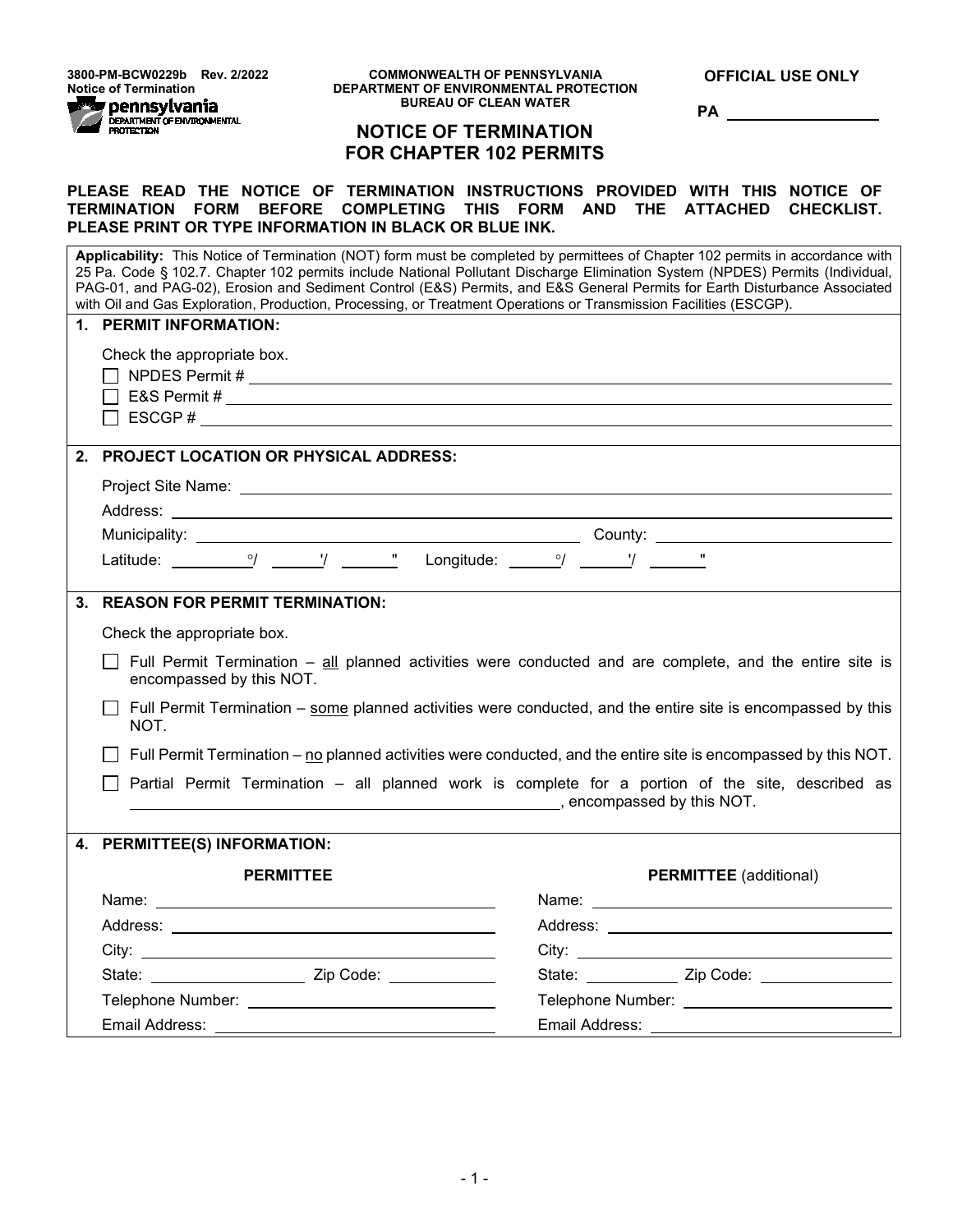3800-PM-BCW0229b Rev. 2/2022
Notice of Termination

COMMONWEALTH OF PENNSYLVANIA
DEPARTMENT OF ENVIRONMENTAL PROTECTION
BUREAU OF CLEAN WATER

**OFFICIAL USE ONLY**

**PA** ____________

# NOTICE OF TERMINATION FOR CHAPTER 102 PERMITS

**PLEASE READ THE NOTICE OF TERMINATION INSTRUCTIONS PROVIDED WITH THIS NOTICE OF TERMINATION FORM BEFORE COMPLETING THIS FORM AND THE ATTACHED CHECKLIST. PLEASE PRINT OR TYPE INFORMATION IN BLACK OR BLUE INK.**

**Applicability:** This Notice of Termination (NOT) form must be completed by permittees of Chapter 102 permits in accordance with 25 Pa. Code § 102.7. Chapter 102 permits include National Pollutant Discharge Elimination System (NPDES) Permits (Individual, PAG-01, and PAG-02), Erosion and Sediment Control (E&S) Permits, and E&S General Permits for Earth Disturbance Associated with Oil and Gas Exploration, Production, Processing, or Treatment Operations or Transmission Facilities (ESCGP).

## 1. PERMIT INFORMATION:

Check the appropriate box.

- ☐ NPDES Permit # ____________
- ☐ E&S Permit # ____________
- ☐ ESCGP # ____________

## 2. PROJECT LOCATION OR PHYSICAL ADDRESS:

Project Site Name: ____________

Address: ____________

Municipality: ____________ County: ____________

Latitude: ____ °/ ____ '/ ____ " Longitude: ____ °/ ____ '/ ____ "

## 3. REASON FOR PERMIT TERMINATION:

Check the appropriate box.

- ☐ Full Permit Termination – all planned activities were conducted and are complete, and the entire site is encompassed by this NOT.
- ☐ Full Permit Termination – some planned activities were conducted, and the entire site is encompassed by this NOT.
- ☐ Full Permit Termination – no planned activities were conducted, and the entire site is encompassed by this NOT.
- ☐ Partial Permit Termination – all planned work is complete for a portion of the site, described as ____________, encompassed by this NOT.

## 4. PERMITTEE(S) INFORMATION:

| PERMITTEE | PERMITTEE (additional) |
|---|---|
| Name: | Name: |
| Address: | Address: |
| City: | City: |
| State: Zip Code: | State: Zip Code: |
| Telephone Number: | Telephone Number: |
| Email Address: | Email Address: |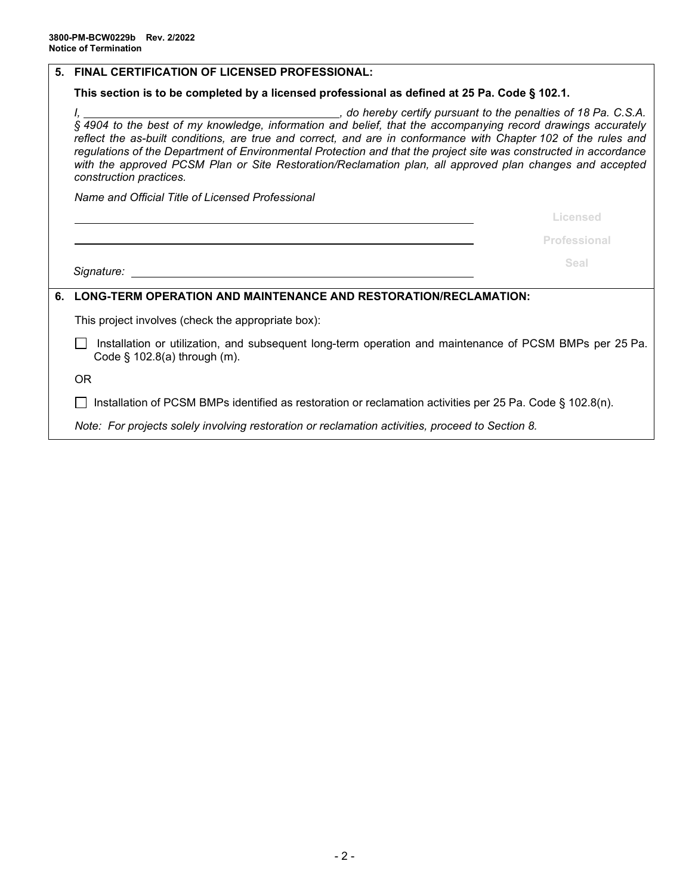## 5. FINAL CERTIFICATION OF LICENSED PROFESSIONAL:

**This section is to be completed by a licensed professional as defined at 25 Pa. Code § 102.1.**

*I, \_\_\_\_\_\_\_\_\_\_\_\_\_\_\_\_\_\_\_\_\_\_\_\_\_\_\_\_\_\_\_\_\_\_\_\_\_\_\_\_, do hereby certify pursuant to the penalties of 18 Pa. C.S.A. § 4904 to the best of my knowledge, information and belief, that the accompanying record drawings accurately reflect the as-built conditions, are true and correct, and are in conformance with Chapter 102 of the rules and regulations of the Department of Environmental Protection and that the project site was constructed in accordance with the approved PCSM Plan or Site Restoration/Reclamation plan, all approved plan changes and accepted construction practices.*

*Name and Official Title of Licensed Professional*

\_\_\_\_\_\_\_\_\_\_\_\_\_\_\_\_\_\_\_\_\_\_\_\_\_\_\_\_\_\_\_\_\_\_\_\_\_\_\_\_\_\_\_\_\_\_\_\_\_\_\_\_\_\_\_\_\_\_\_\_\_\_

\_\_\_\_\_\_\_\_\_\_\_\_\_\_\_\_\_\_\_\_\_\_\_\_\_\_\_\_\_\_\_\_\_\_\_\_\_\_\_\_\_\_\_\_\_\_\_\_\_\_\_\_\_\_\_\_\_\_\_\_\_\_

*Signature:* \_\_\_\_\_\_\_\_\_\_\_\_\_\_\_\_\_\_\_\_\_\_\_\_\_\_\_\_\_\_\_\_\_\_\_\_\_\_\_\_\_\_\_\_\_\_\_\_\_\_\_\_\_\_\_\_

Licensed Professional Seal

## 6. LONG-TERM OPERATION AND MAINTENANCE AND RESTORATION/RECLAMATION:

This project involves (check the appropriate box):

☐ Installation or utilization, and subsequent long-term operation and maintenance of PCSM BMPs per 25 Pa. Code § 102.8(a) through (m).

OR

☐ Installation of PCSM BMPs identified as restoration or reclamation activities per 25 Pa. Code § 102.8(n).

*Note: For projects solely involving restoration or reclamation activities, proceed to Section 8.*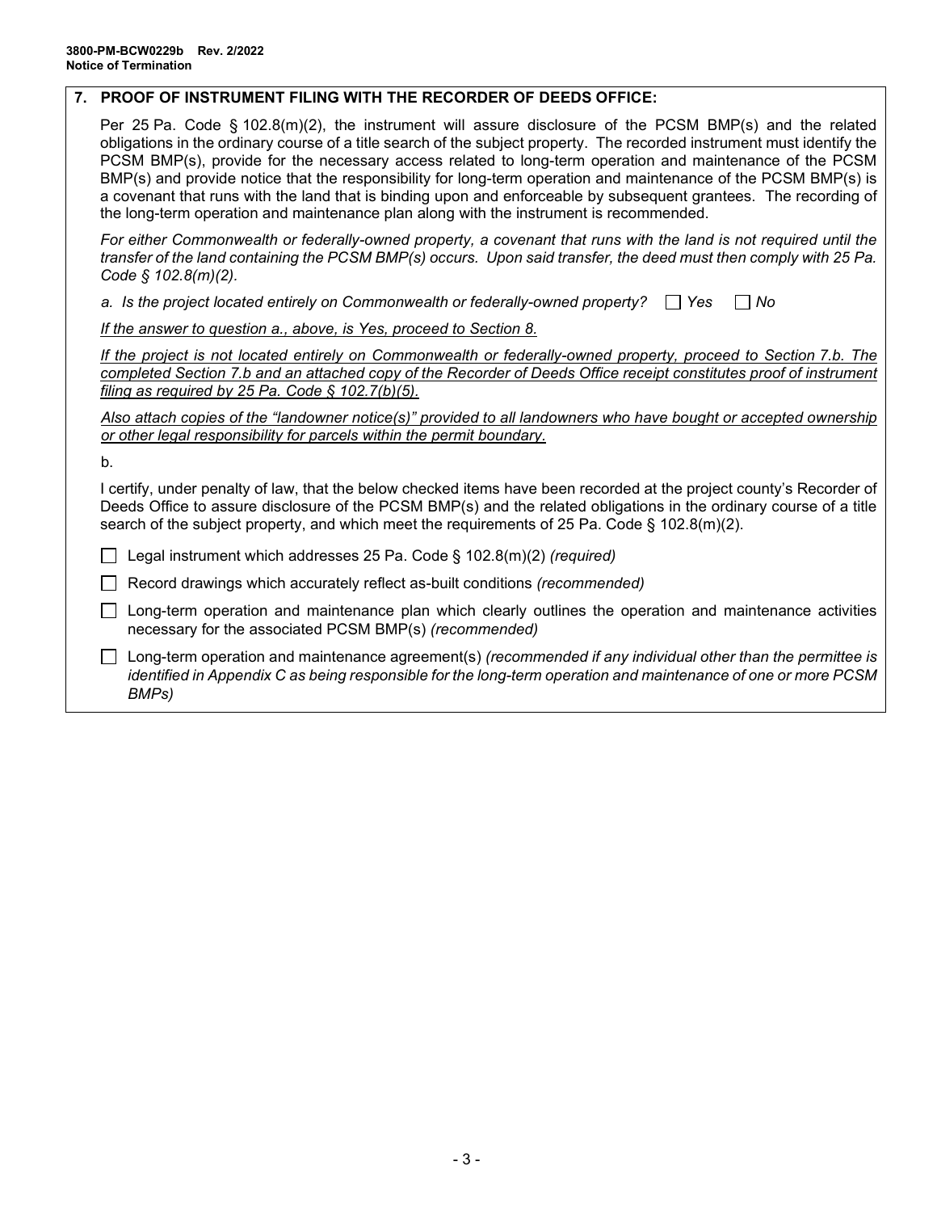## 7. PROOF OF INSTRUMENT FILING WITH THE RECORDER OF DEEDS OFFICE:

Per 25 Pa. Code § 102.8(m)(2), the instrument will assure disclosure of the PCSM BMP(s) and the related obligations in the ordinary course of a title search of the subject property. The recorded instrument must identify the PCSM BMP(s), provide for the necessary access related to long-term operation and maintenance of the PCSM BMP(s) and provide notice that the responsibility for long-term operation and maintenance of the PCSM BMP(s) is a covenant that runs with the land that is binding upon and enforceable by subsequent grantees. The recording of the long-term operation and maintenance plan along with the instrument is recommended.

*For either Commonwealth or federally-owned property, a covenant that runs with the land is not required until the transfer of the land containing the PCSM BMP(s) occurs. Upon said transfer, the deed must then comply with 25 Pa. Code § 102.8(m)(2).*

*a. Is the project located entirely on Commonwealth or federally-owned property?* ☐ *Yes* ☐ *No*

*If the answer to question a., above, is Yes, proceed to Section 8.*

*If the project is not located entirely on Commonwealth or federally-owned property, proceed to Section 7.b. The completed Section 7.b and an attached copy of the Recorder of Deeds Office receipt constitutes proof of instrument filing as required by 25 Pa. Code § 102.7(b)(5).*

*Also attach copies of the "landowner notice(s)" provided to all landowners who have bought or accepted ownership or other legal responsibility for parcels within the permit boundary.*

b.

I certify, under penalty of law, that the below checked items have been recorded at the project county's Recorder of Deeds Office to assure disclosure of the PCSM BMP(s) and the related obligations in the ordinary course of a title search of the subject property, and which meet the requirements of 25 Pa. Code § 102.8(m)(2).

☐ Legal instrument which addresses 25 Pa. Code § 102.8(m)(2) *(required)*

☐ Record drawings which accurately reflect as-built conditions *(recommended)*

☐ Long-term operation and maintenance plan which clearly outlines the operation and maintenance activities necessary for the associated PCSM BMP(s) *(recommended)*

☐ Long-term operation and maintenance agreement(s) *(recommended if any individual other than the permittee is identified in Appendix C as being responsible for the long-term operation and maintenance of one or more PCSM BMPs)*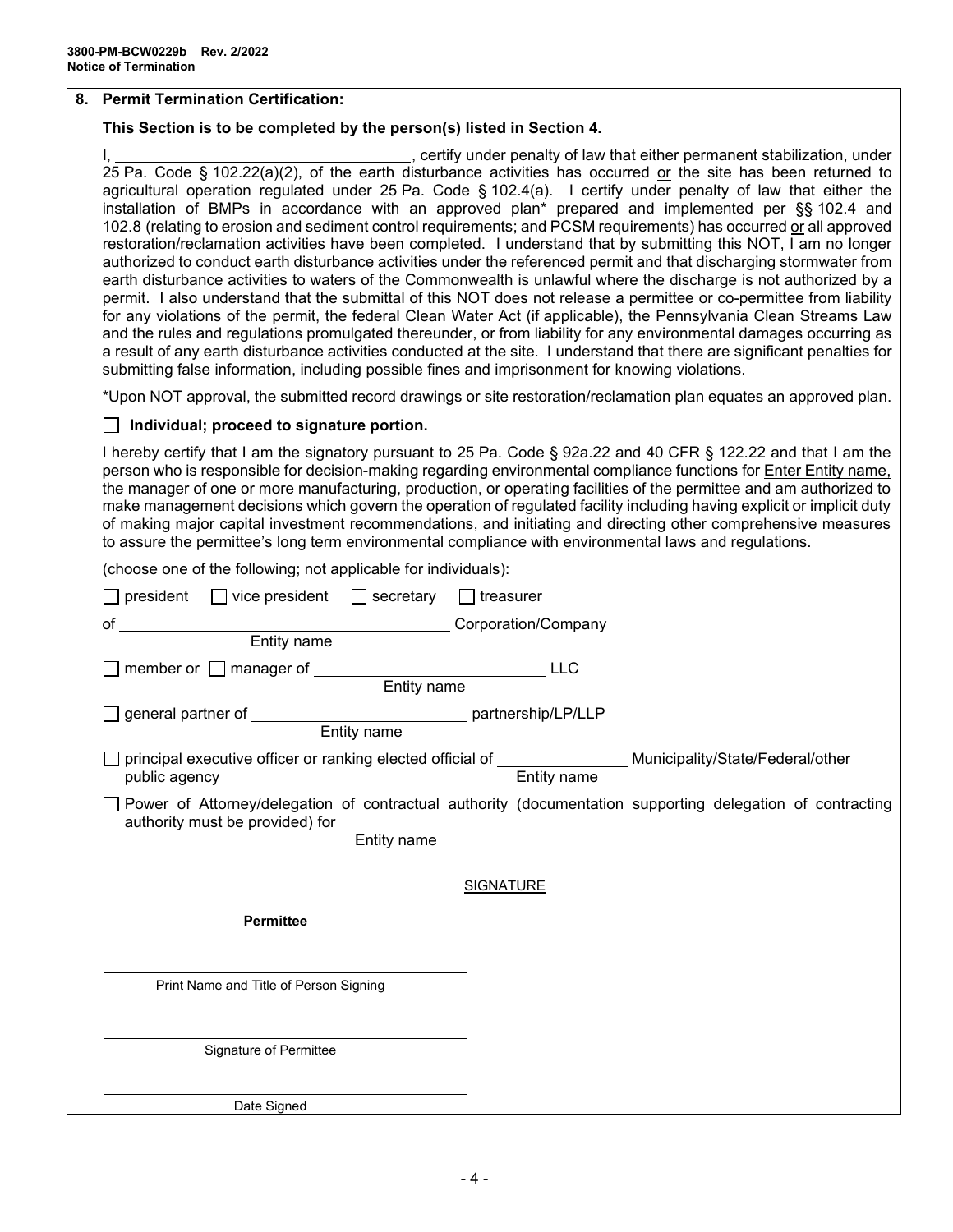**8. Permit Termination Certification:**

**This Section is to be completed by the person(s) listed in Section 4.**

I, ______________________________, certify under penalty of law that either permanent stabilization, under 25 Pa. Code § 102.22(a)(2), of the earth disturbance activities has occurred or the site has been returned to agricultural operation regulated under 25 Pa. Code § 102.4(a). I certify under penalty of law that either the installation of BMPs in accordance with an approved plan* prepared and implemented per §§ 102.4 and 102.8 (relating to erosion and sediment control requirements; and PCSM requirements) has occurred or all approved restoration/reclamation activities have been completed. I understand that by submitting this NOT, I am no longer authorized to conduct earth disturbance activities under the referenced permit and that discharging stormwater from earth disturbance activities to waters of the Commonwealth is unlawful where the discharge is not authorized by a permit. I also understand that the submittal of this NOT does not release a permittee or co-permittee from liability for any violations of the permit, the federal Clean Water Act (if applicable), the Pennsylvania Clean Streams Law and the rules and regulations promulgated thereunder, or from liability for any environmental damages occurring as a result of any earth disturbance activities conducted at the site. I understand that there are significant penalties for submitting false information, including possible fines and imprisonment for knowing violations.

*Upon NOT approval, the submitted record drawings or site restoration/reclamation plan equates an approved plan.

☐ **Individual; proceed to signature portion.**

I hereby certify that I am the signatory pursuant to 25 Pa. Code § 92a.22 and 40 CFR § 122.22 and that I am the person who is responsible for decision-making regarding environmental compliance functions for Enter Entity name, the manager of one or more manufacturing, production, or operating facilities of the permittee and am authorized to make management decisions which govern the operation of regulated facility including having explicit or implicit duty of making major capital investment recommendations, and initiating and directing other comprehensive measures to assure the permittee's long term environmental compliance with environmental laws and regulations.

(choose one of the following; not applicable for individuals):

☐ president ☐ vice president ☐ secretary ☐ treasurer

of ______________________________ Corporation/Company
Entity name

☐ member or ☐ manager of ______________________ LLC
Entity name

☐ general partner of ______________________ partnership/LP/LLP
Entity name

☐ principal executive officer or ranking elected official of ______________ Municipality/State/Federal/other public agency
Entity name

☐ Power of Attorney/delegation of contractual authority (documentation supporting delegation of contracting authority must be provided) for ______________
Entity name

SIGNATURE

**Permittee**

______________________________
Print Name and Title of Person Signing

______________________________
Signature of Permittee

______________________________
Date Signed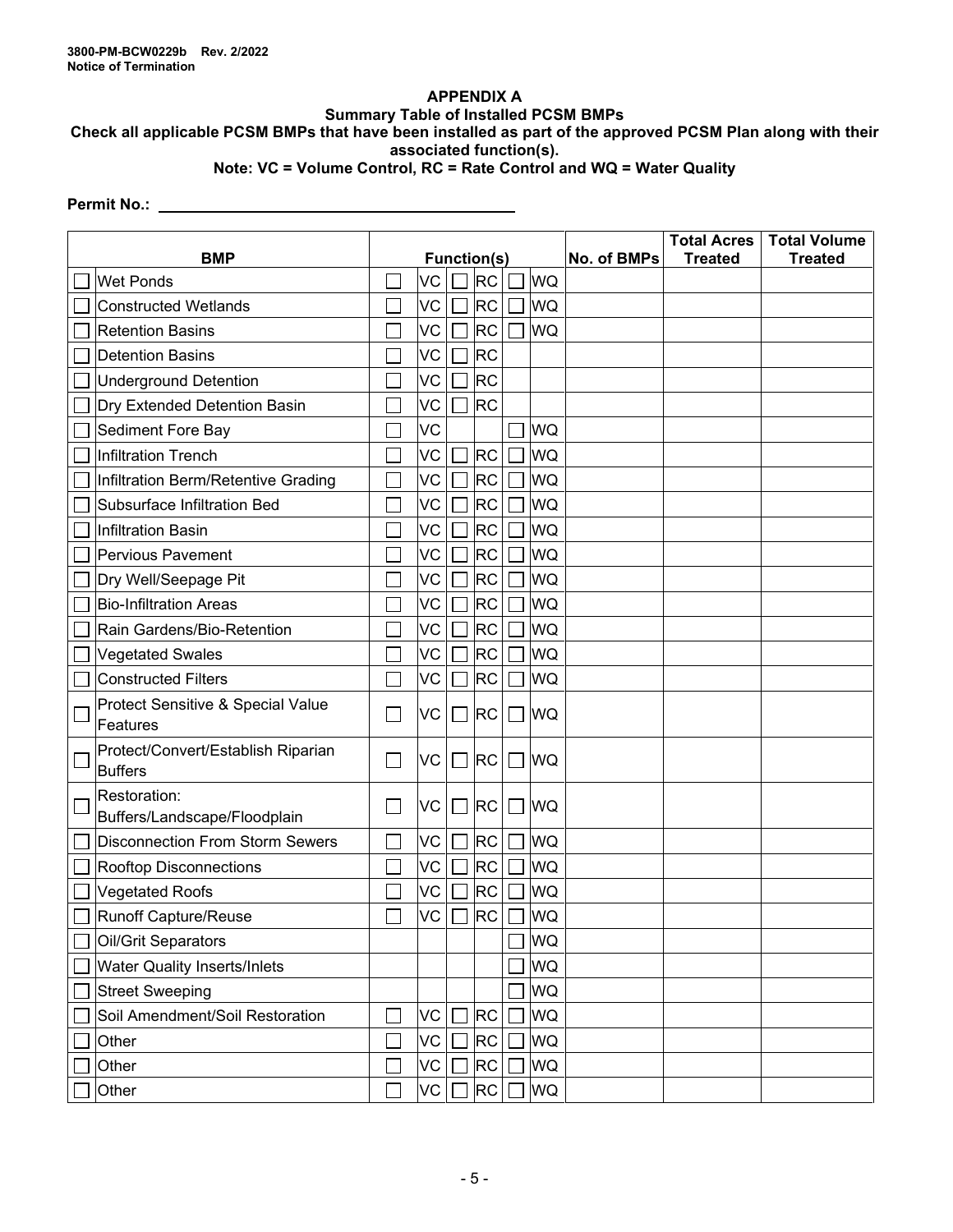3800-PM-BCW0229b Rev. 2/2022
Notice of Termination

## APPENDIX A

### Summary Table of Installed PCSM BMPs

**Check all applicable PCSM BMPs that have been installed as part of the approved PCSM Plan along with their associated function(s).**

**Note: VC = Volume Control, RC = Rate Control and WQ = Water Quality**

**Permit No.:** ______________________________

| BMP | Function(s) | No. of BMPs | Total Acres Treated | Total Volume Treated |
|---|---|---|---|---|
| ☐ Wet Ponds | ☐ VC ☐ RC ☐ WQ | | | |
| ☐ Constructed Wetlands | ☐ VC ☐ RC ☐ WQ | | | |
| ☐ Retention Basins | ☐ VC ☐ RC ☐ WQ | | | |
| ☐ Detention Basins | ☐ VC ☐ RC | | | |
| ☐ Underground Detention | ☐ VC ☐ RC | | | |
| ☐ Dry Extended Detention Basin | ☐ VC ☐ RC | | | |
| ☐ Sediment Fore Bay | ☐ VC ☐ WQ | | | |
| ☐ Infiltration Trench | ☐ VC ☐ RC ☐ WQ | | | |
| ☐ Infiltration Berm/Retentive Grading | ☐ VC ☐ RC ☐ WQ | | | |
| ☐ Subsurface Infiltration Bed | ☐ VC ☐ RC ☐ WQ | | | |
| ☐ Infiltration Basin | ☐ VC ☐ RC ☐ WQ | | | |
| ☐ Pervious Pavement | ☐ VC ☐ RC ☐ WQ | | | |
| ☐ Dry Well/Seepage Pit | ☐ VC ☐ RC ☐ WQ | | | |
| ☐ Bio-Infiltration Areas | ☐ VC ☐ RC ☐ WQ | | | |
| ☐ Rain Gardens/Bio-Retention | ☐ VC ☐ RC ☐ WQ | | | |
| ☐ Vegetated Swales | ☐ VC ☐ RC ☐ WQ | | | |
| ☐ Constructed Filters | ☐ VC ☐ RC ☐ WQ | | | |
| ☐ Protect Sensitive & Special Value Features | ☐ VC ☐ RC ☐ WQ | | | |
| ☐ Protect/Convert/Establish Riparian Buffers | ☐ VC ☐ RC ☐ WQ | | | |
| ☐ Restoration: Buffers/Landscape/Floodplain | ☐ VC ☐ RC ☐ WQ | | | |
| ☐ Disconnection From Storm Sewers | ☐ VC ☐ RC ☐ WQ | | | |
| ☐ Rooftop Disconnections | ☐ VC ☐ RC ☐ WQ | | | |
| ☐ Vegetated Roofs | ☐ VC ☐ RC ☐ WQ | | | |
| ☐ Runoff Capture/Reuse | ☐ VC ☐ RC ☐ WQ | | | |
| ☐ Oil/Grit Separators | ☐ WQ | | | |
| ☐ Water Quality Inserts/Inlets | ☐ WQ | | | |
| ☐ Street Sweeping | ☐ WQ | | | |
| ☐ Soil Amendment/Soil Restoration | ☐ VC ☐ RC ☐ WQ | | | |
| ☐ Other | ☐ VC ☐ RC ☐ WQ | | | |
| ☐ Other | ☐ VC ☐ RC ☐ WQ | | | |
| ☐ Other | ☐ VC ☐ RC ☐ WQ | | | |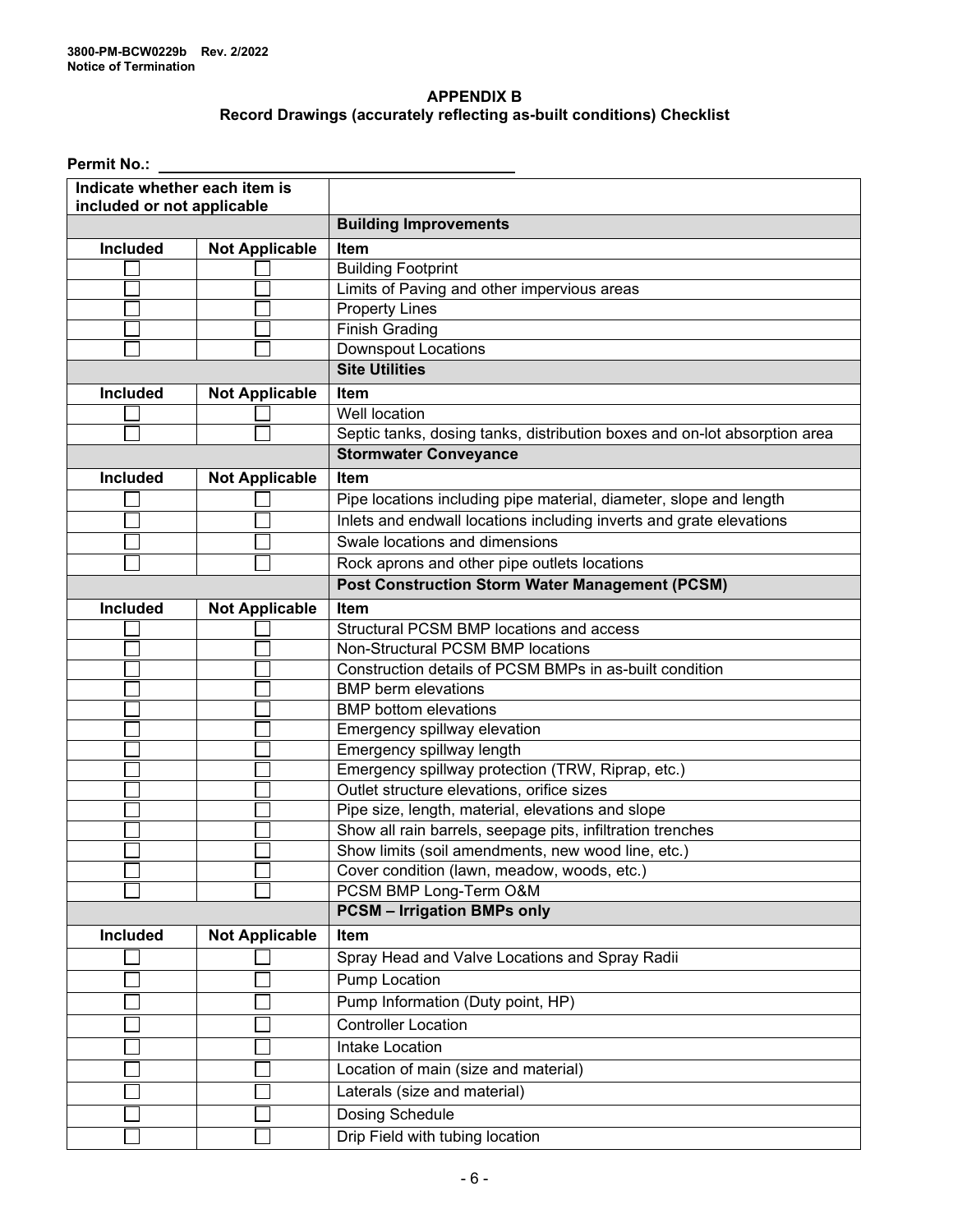3800-PM-BCW0229b Rev. 2/2022
Notice of Termination

## APPENDIX B
### Record Drawings (accurately reflecting as-built conditions) Checklist

**Permit No.:** ______________________________

| **Indicate whether each item is included or not applicable** | | |
|---|---|---|
| | | **Building Improvements** |
| **Included** | **Not Applicable** | **Item** |
| ☐ | ☐ | Building Footprint |
| ☐ | ☐ | Limits of Paving and other impervious areas |
| ☐ | ☐ | Property Lines |
| ☐ | ☐ | Finish Grading |
| ☐ | ☐ | Downspout Locations |
| | | **Site Utilities** |
| **Included** | **Not Applicable** | **Item** |
| ☐ | ☐ | Well location |
| ☐ | ☐ | Septic tanks, dosing tanks, distribution boxes and on-lot absorption area |
| | | **Stormwater Conveyance** |
| **Included** | **Not Applicable** | **Item** |
| ☐ | ☐ | Pipe locations including pipe material, diameter, slope and length |
| ☐ | ☐ | Inlets and endwall locations including inverts and grate elevations |
| ☐ | ☐ | Swale locations and dimensions |
| ☐ | ☐ | Rock aprons and other pipe outlets locations |
| | | **Post Construction Storm Water Management (PCSM)** |
| **Included** | **Not Applicable** | **Item** |
| ☐ | ☐ | Structural PCSM BMP locations and access |
| ☐ | ☐ | Non-Structural PCSM BMP locations |
| ☐ | ☐ | Construction details of PCSM BMPs in as-built condition |
| ☐ | ☐ | BMP berm elevations |
| ☐ | ☐ | BMP bottom elevations |
| ☐ | ☐ | Emergency spillway elevation |
| ☐ | ☐ | Emergency spillway length |
| ☐ | ☐ | Emergency spillway protection (TRW, Riprap, etc.) |
| ☐ | ☐ | Outlet structure elevations, orifice sizes |
| ☐ | ☐ | Pipe size, length, material, elevations and slope |
| ☐ | ☐ | Show all rain barrels, seepage pits, infiltration trenches |
| ☐ | ☐ | Show limits (soil amendments, new wood line, etc.) |
| ☐ | ☐ | Cover condition (lawn, meadow, woods, etc.) |
| ☐ | ☐ | PCSM BMP Long-Term O&M |
| | | **PCSM – Irrigation BMPs only** |
| **Included** | **Not Applicable** | **Item** |
| ☐ | ☐ | Spray Head and Valve Locations and Spray Radii |
| ☐ | ☐ | Pump Location |
| ☐ | ☐ | Pump Information (Duty point, HP) |
| ☐ | ☐ | Controller Location |
| ☐ | ☐ | Intake Location |
| ☐ | ☐ | Location of main (size and material) |
| ☐ | ☐ | Laterals (size and material) |
| ☐ | ☐ | Dosing Schedule |
| ☐ | ☐ | Drip Field with tubing location |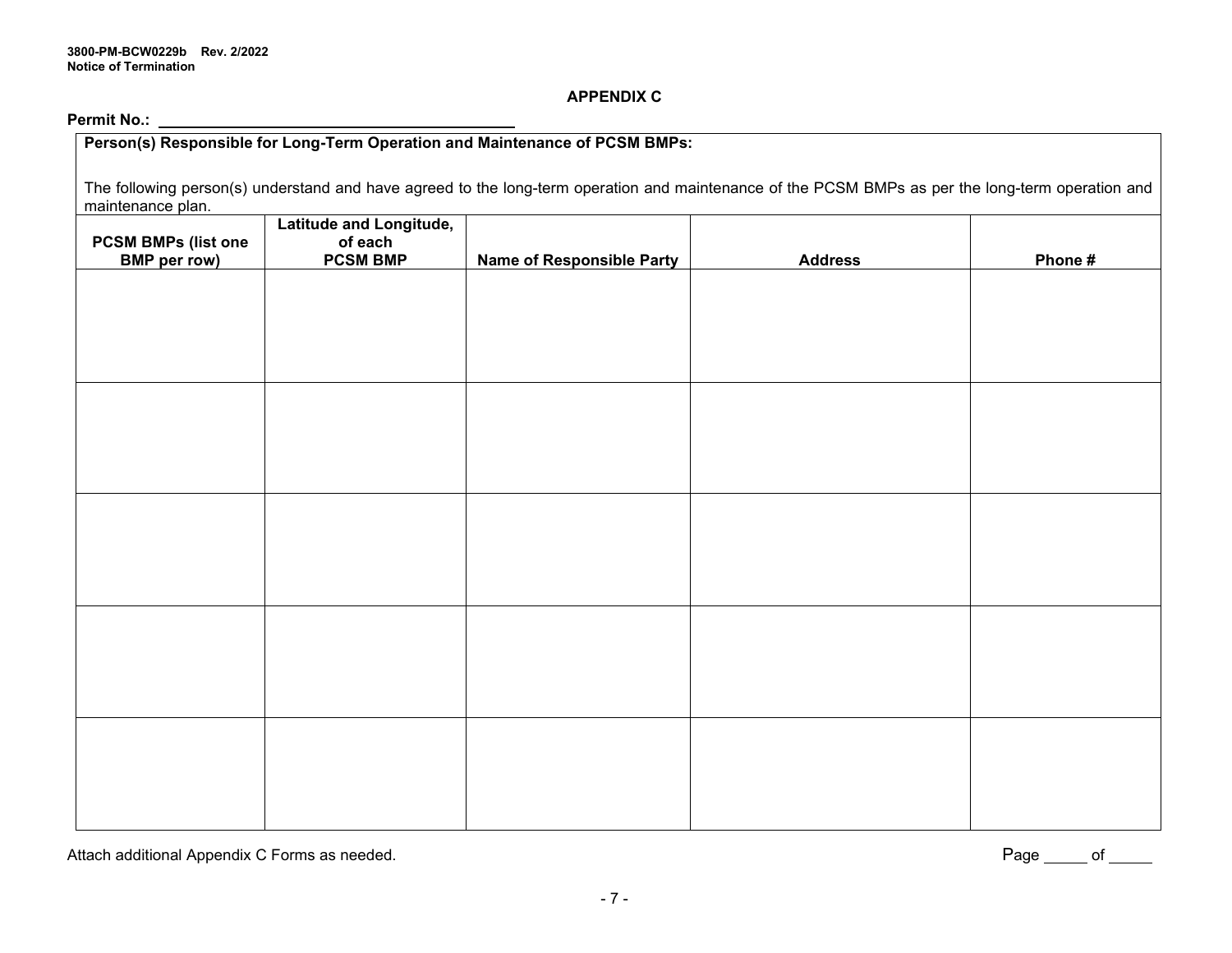## APPENDIX C

**Permit No.:** ________________________________________

**Person(s) Responsible for Long-Term Operation and Maintenance of PCSM BMPs:**

The following person(s) understand and have agreed to the long-term operation and maintenance of the PCSM BMPs as per the long-term operation and maintenance plan.

| PCSM BMPs (list one BMP per row) | Latitude and Longitude, of each PCSM BMP | Name of Responsible Party | Address | Phone # |
|---|---|---|---|---|
| | | | | |
| | | | | |
| | | | | |
| | | | | |
| | | | | |

Attach additional Appendix C Forms as needed.

Page _____ of _____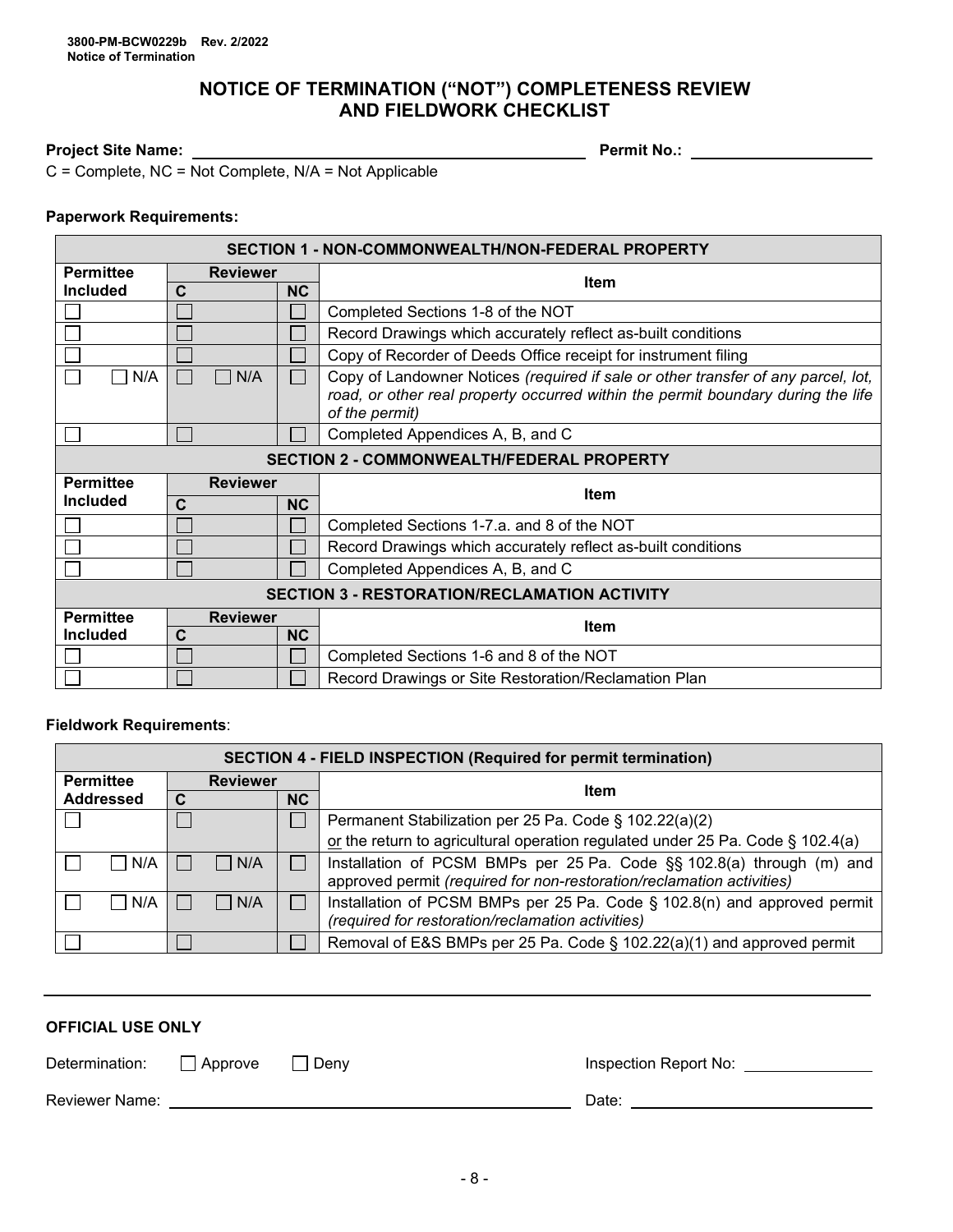**3800-PM-BCW0229b Rev. 2/2022**
**Notice of Termination**

# NOTICE OF TERMINATION ("NOT") COMPLETENESS REVIEW AND FIELDWORK CHECKLIST

**Project Site Name:** ______________________ **Permit No.:** ______________

C = Complete, NC = Not Complete, N/A = Not Applicable

**Paperwork Requirements:**

| SECTION 1 - NON-COMMONWEALTH/NON-FEDERAL PROPERTY | | | |
|---|---|---|---|
| **Permittee Included** | **Reviewer** | | **Item** |
| | **C** | **NC** | |
| ☐ | ☐ | ☐ | Completed Sections 1-8 of the NOT |
| ☐ | ☐ | ☐ | Record Drawings which accurately reflect as-built conditions |
| ☐ | ☐ | ☐ | Copy of Recorder of Deeds Office receipt for instrument filing |
| ☐ ☐ N/A | ☐ ☐ N/A | ☐ | Copy of Landowner Notices *(required if sale or other transfer of any parcel, lot, road, or other real property occurred within the permit boundary during the life of the permit)* |
| ☐ | ☐ | ☐ | Completed Appendices A, B, and C |
| **SECTION 2 - COMMONWEALTH/FEDERAL PROPERTY** | | | |
| **Permittee Included** | **Reviewer** | | **Item** |
| | **C** | **NC** | |
| ☐ | ☐ | ☐ | Completed Sections 1-7.a. and 8 of the NOT |
| ☐ | ☐ | ☐ | Record Drawings which accurately reflect as-built conditions |
| ☐ | ☐ | ☐ | Completed Appendices A, B, and C |
| **SECTION 3 - RESTORATION/RECLAMATION ACTIVITY** | | | |
| **Permittee Included** | **Reviewer** | | **Item** |
| | **C** | **NC** | |
| ☐ | ☐ | ☐ | Completed Sections 1-6 and 8 of the NOT |
| ☐ | ☐ | ☐ | Record Drawings or Site Restoration/Reclamation Plan |

**Fieldwork Requirements**:

| SECTION 4 - FIELD INSPECTION (Required for permit termination) | | | |
|---|---|---|---|
| **Permittee Addressed** | **Reviewer** | | **Item** |
| | **C** | **NC** | |
| ☐ | ☐ | ☐ | Permanent Stabilization per 25 Pa. Code § 102.22(a)(2) <u>or</u> the return to agricultural operation regulated under 25 Pa. Code § 102.4(a) |
| ☐ ☐ N/A | ☐ ☐ N/A | ☐ | Installation of PCSM BMPs per 25 Pa. Code §§ 102.8(a) through (m) and approved permit *(required for non-restoration/reclamation activities)* |
| ☐ ☐ N/A | ☐ ☐ N/A | ☐ | Installation of PCSM BMPs per 25 Pa. Code § 102.8(n) and approved permit *(required for restoration/reclamation activities)* |
| ☐ | ☐ | ☐ | Removal of E&S BMPs per 25 Pa. Code § 102.22(a)(1) and approved permit |

---

**OFFICIAL USE ONLY**

Determination: ☐ Approve ☐ Deny Inspection Report No: ______________

Reviewer Name: ______________________________ Date: ______________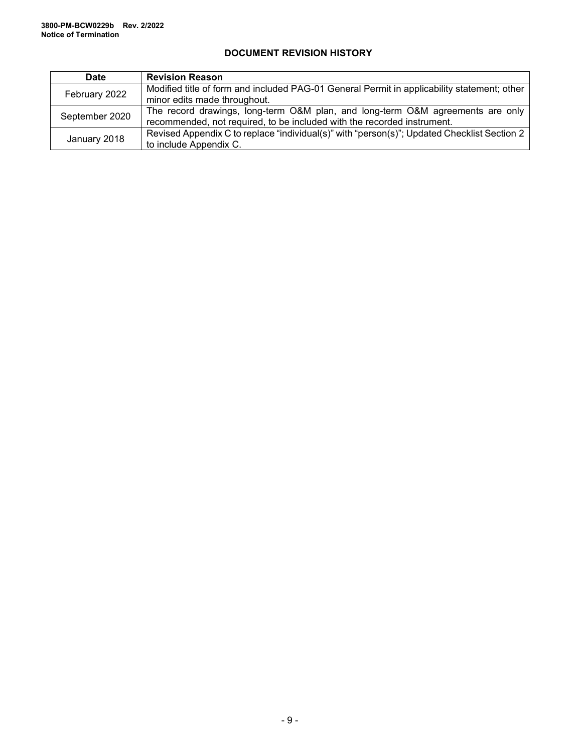## DOCUMENT REVISION HISTORY

| Date | Revision Reason |
|---|---|
| February 2022 | Modified title of form and included PAG-01 General Permit in applicability statement; other minor edits made throughout. |
| September 2020 | The record drawings, long-term O&M plan, and long-term O&M agreements are only recommended, not required, to be included with the recorded instrument. |
| January 2018 | Revised Appendix C to replace "individual(s)" with "person(s)"; Updated Checklist Section 2 to include Appendix C. |